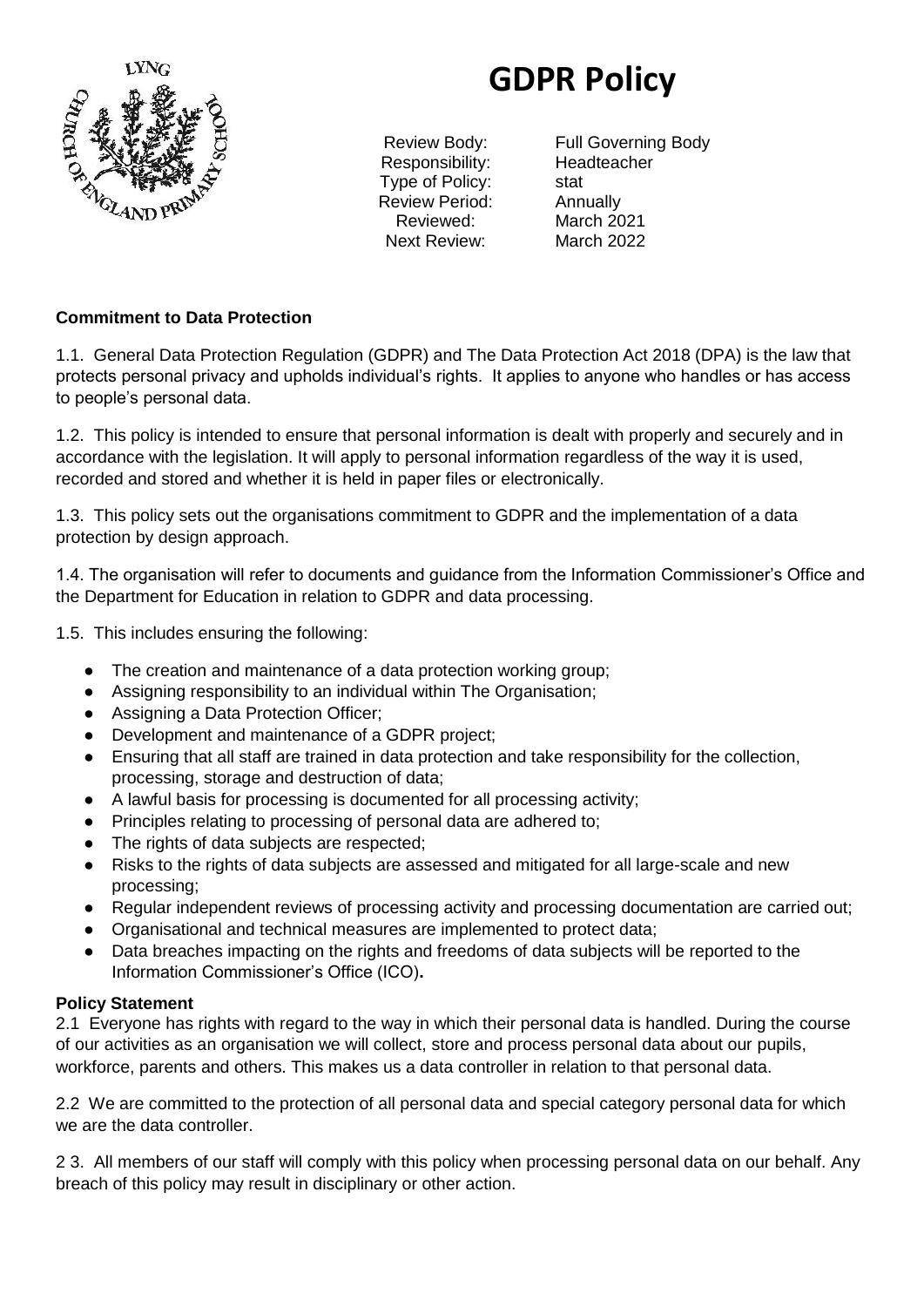# GDPR Policy

| | |
|---|---|
| Review Body: | Full Governing Body |
| Responsibility: | Headteacher |
| Type of Policy: | stat |
| Review Period: | Annually |
| Reviewed: | March 2021 |
| Next Review: | March 2022 |

**Commitment to Data Protection**

1.1. General Data Protection Regulation (GDPR) and The Data Protection Act 2018 (DPA) is the law that protects personal privacy and upholds individual's rights. It applies to anyone who handles or has access to people's personal data.

1.2. This policy is intended to ensure that personal information is dealt with properly and securely and in accordance with the legislation. It will apply to personal information regardless of the way it is used, recorded and stored and whether it is held in paper files or electronically.

1.3. This policy sets out the organisations commitment to GDPR and the implementation of a data protection by design approach.

1.4. The organisation will refer to documents and guidance from the Information Commissioner's Office and the Department for Education in relation to GDPR and data processing.

1.5. This includes ensuring the following:

- The creation and maintenance of a data protection working group;
- Assigning responsibility to an individual within The Organisation;
- Assigning a Data Protection Officer;
- Development and maintenance of a GDPR project;
- Ensuring that all staff are trained in data protection and take responsibility for the collection, processing, storage and destruction of data;
- A lawful basis for processing is documented for all processing activity;
- Principles relating to processing of personal data are adhered to;
- The rights of data subjects are respected;
- Risks to the rights of data subjects are assessed and mitigated for all large-scale and new processing;
- Regular independent reviews of processing activity and processing documentation are carried out;
- Organisational and technical measures are implemented to protect data;
- Data breaches impacting on the rights and freedoms of data subjects will be reported to the Information Commissioner's Office (ICO)**.**

**Policy Statement**

2.1 Everyone has rights with regard to the way in which their personal data is handled. During the course of our activities as an organisation we will collect, store and process personal data about our pupils, workforce, parents and others. This makes us a data controller in relation to that personal data.

2.2 We are committed to the protection of all personal data and special category personal data for which we are the data controller.

2 3. All members of our staff will comply with this policy when processing personal data on our behalf. Any breach of this policy may result in disciplinary or other action.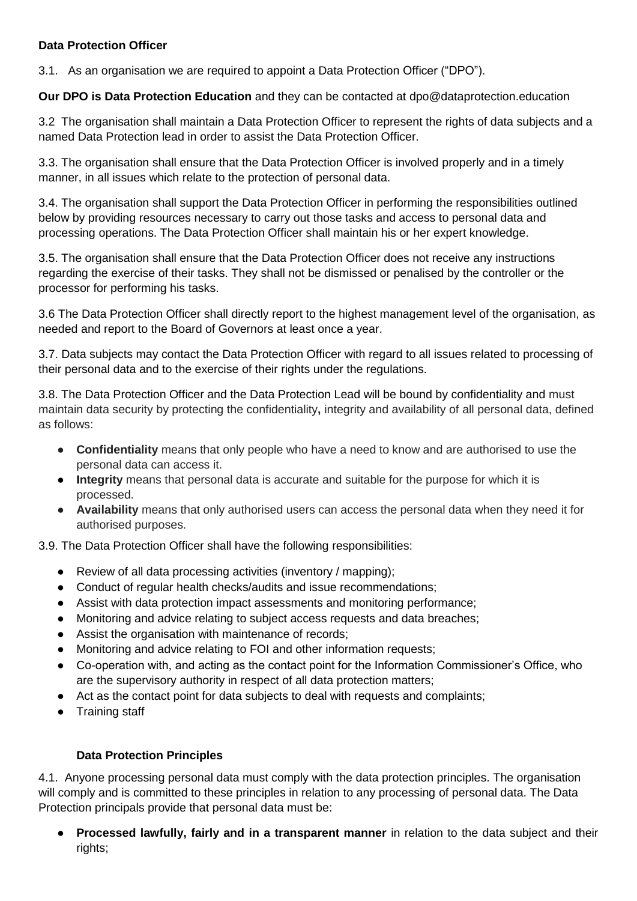**Data Protection Officer**

3.1. As an organisation we are required to appoint a Data Protection Officer ("DPO").

**Our DPO is Data Protection Education** and they can be contacted at dpo@dataprotection.education

3.2 The organisation shall maintain a Data Protection Officer to represent the rights of data subjects and a named Data Protection lead in order to assist the Data Protection Officer.

3.3. The organisation shall ensure that the Data Protection Officer is involved properly and in a timely manner, in all issues which relate to the protection of personal data.

3.4. The organisation shall support the Data Protection Officer in performing the responsibilities outlined below by providing resources necessary to carry out those tasks and access to personal data and processing operations. The Data Protection Officer shall maintain his or her expert knowledge.

3.5. The organisation shall ensure that the Data Protection Officer does not receive any instructions regarding the exercise of their tasks. They shall not be dismissed or penalised by the controller or the processor for performing his tasks.

3.6 The Data Protection Officer shall directly report to the highest management level of the organisation, as needed and report to the Board of Governors at least once a year.

3.7. Data subjects may contact the Data Protection Officer with regard to all issues related to processing of their personal data and to the exercise of their rights under the regulations.

3.8. The Data Protection Officer and the Data Protection Lead will be bound by confidentiality and must maintain data security by protecting the confidentiality**,** integrity and availability of all personal data, defined as follows:

- **Confidentiality** means that only people who have a need to know and are authorised to use the personal data can access it.
- **Integrity** means that personal data is accurate and suitable for the purpose for which it is processed.
- **Availability** means that only authorised users can access the personal data when they need it for authorised purposes.

3.9. The Data Protection Officer shall have the following responsibilities:

- Review of all data processing activities (inventory / mapping);
- Conduct of regular health checks/audits and issue recommendations;
- Assist with data protection impact assessments and monitoring performance;
- Monitoring and advice relating to subject access requests and data breaches;
- Assist the organisation with maintenance of records;
- Monitoring and advice relating to FOI and other information requests;
- Co-operation with, and acting as the contact point for the Information Commissioner's Office, who are the supervisory authority in respect of all data protection matters;
- Act as the contact point for data subjects to deal with requests and complaints;
- Training staff

**Data Protection Principles**

4.1. Anyone processing personal data must comply with the data protection principles. The organisation will comply and is committed to these principles in relation to any processing of personal data. The Data Protection principals provide that personal data must be:

- **Processed lawfully, fairly and in a transparent manner** in relation to the data subject and their rights;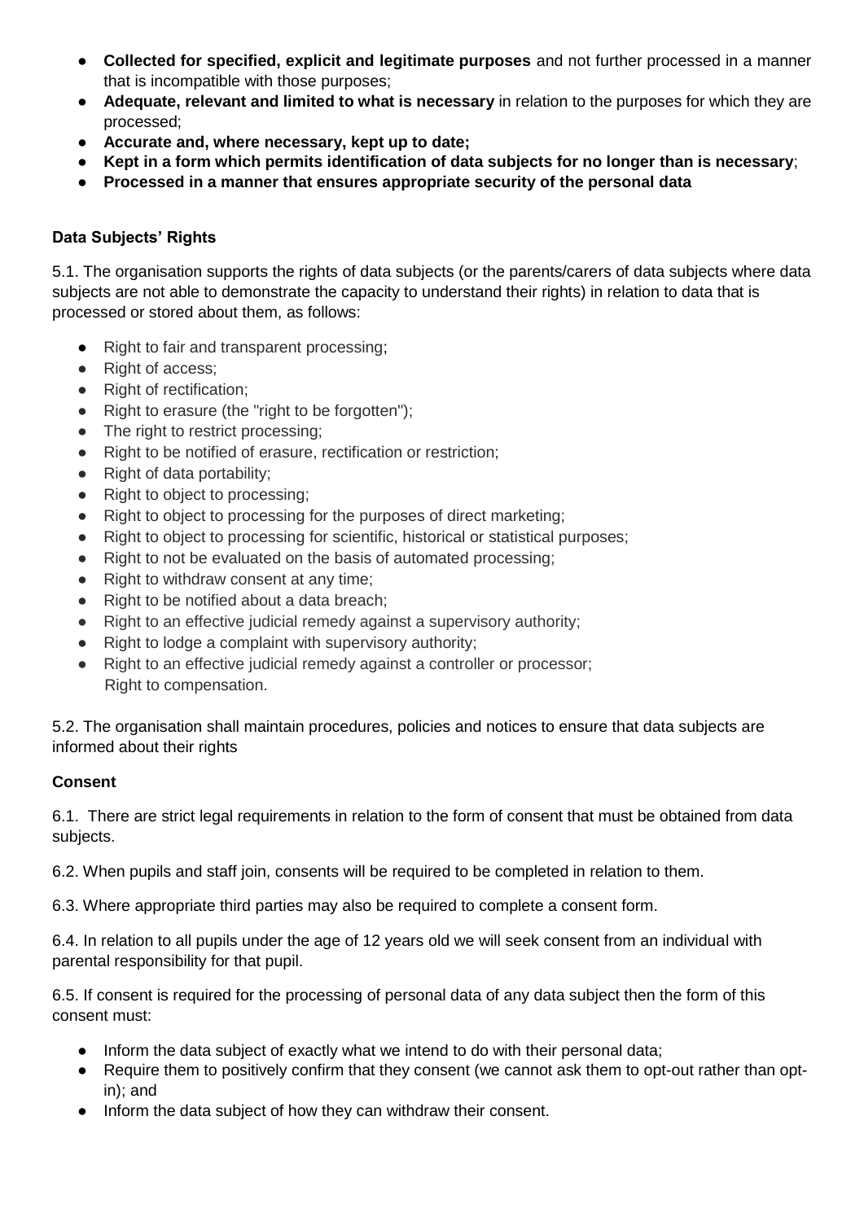- **Collected for specified, explicit and legitimate purposes** and not further processed in a manner that is incompatible with those purposes;
- **Adequate, relevant and limited to what is necessary** in relation to the purposes for which they are processed;
- **Accurate and, where necessary, kept up to date;**
- **Kept in a form which permits identification of data subjects for no longer than is necessary**;
- **Processed in a manner that ensures appropriate security of the personal data**

**Data Subjects' Rights**

5.1. The organisation supports the rights of data subjects (or the parents/carers of data subjects where data subjects are not able to demonstrate the capacity to understand their rights) in relation to data that is processed or stored about them, as follows:

- Right to fair and transparent processing;
- Right of access;
- Right of rectification;
- Right to erasure (the "right to be forgotten");
- The right to restrict processing;
- Right to be notified of erasure, rectification or restriction;
- Right of data portability;
- Right to object to processing;
- Right to object to processing for the purposes of direct marketing;
- Right to object to processing for scientific, historical or statistical purposes;
- Right to not be evaluated on the basis of automated processing;
- Right to withdraw consent at any time;
- Right to be notified about a data breach;
- Right to an effective judicial remedy against a supervisory authority;
- Right to lodge a complaint with supervisory authority;
- Right to an effective judicial remedy against a controller or processor; Right to compensation.

5.2. The organisation shall maintain procedures, policies and notices to ensure that data subjects are informed about their rights

**Consent**

6.1. There are strict legal requirements in relation to the form of consent that must be obtained from data subjects.

6.2. When pupils and staff join, consents will be required to be completed in relation to them.

6.3. Where appropriate third parties may also be required to complete a consent form.

6.4. In relation to all pupils under the age of 12 years old we will seek consent from an individual with parental responsibility for that pupil.

6.5. If consent is required for the processing of personal data of any data subject then the form of this consent must:

- Inform the data subject of exactly what we intend to do with their personal data;
- Require them to positively confirm that they consent (we cannot ask them to opt-out rather than opt-in); and
- Inform the data subject of how they can withdraw their consent.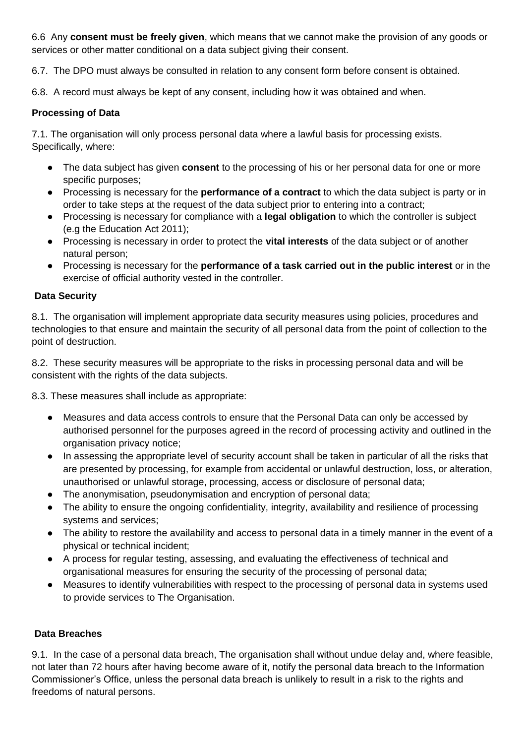6.6 Any **consent must be freely given**, which means that we cannot make the provision of any goods or services or other matter conditional on a data subject giving their consent.

6.7. The DPO must always be consulted in relation to any consent form before consent is obtained.

6.8. A record must always be kept of any consent, including how it was obtained and when.

**Processing of Data**

7.1. The organisation will only process personal data where a lawful basis for processing exists. Specifically, where:

- The data subject has given **consent** to the processing of his or her personal data for one or more specific purposes;
- Processing is necessary for the **performance of a contract** to which the data subject is party or in order to take steps at the request of the data subject prior to entering into a contract;
- Processing is necessary for compliance with a **legal obligation** to which the controller is subject (e.g the Education Act 2011);
- Processing is necessary in order to protect the **vital interests** of the data subject or of another natural person;
- Processing is necessary for the **performance of a task carried out in the public interest** or in the exercise of official authority vested in the controller.

**Data Security**

8.1. The organisation will implement appropriate data security measures using policies, procedures and technologies to that ensure and maintain the security of all personal data from the point of collection to the point of destruction.

8.2. These security measures will be appropriate to the risks in processing personal data and will be consistent with the rights of the data subjects.

8.3. These measures shall include as appropriate:

- Measures and data access controls to ensure that the Personal Data can only be accessed by authorised personnel for the purposes agreed in the record of processing activity and outlined in the organisation privacy notice;
- In assessing the appropriate level of security account shall be taken in particular of all the risks that are presented by processing, for example from accidental or unlawful destruction, loss, or alteration, unauthorised or unlawful storage, processing, access or disclosure of personal data;
- The anonymisation, pseudonymisation and encryption of personal data;
- The ability to ensure the ongoing confidentiality, integrity, availability and resilience of processing systems and services;
- The ability to restore the availability and access to personal data in a timely manner in the event of a physical or technical incident;
- A process for regular testing, assessing, and evaluating the effectiveness of technical and organisational measures for ensuring the security of the processing of personal data;
- Measures to identify vulnerabilities with respect to the processing of personal data in systems used to provide services to The Organisation.

**Data Breaches**

9.1. In the case of a personal data breach, The organisation shall without undue delay and, where feasible, not later than 72 hours after having become aware of it, notify the personal data breach to the Information Commissioner's Office, unless the personal data breach is unlikely to result in a risk to the rights and freedoms of natural persons.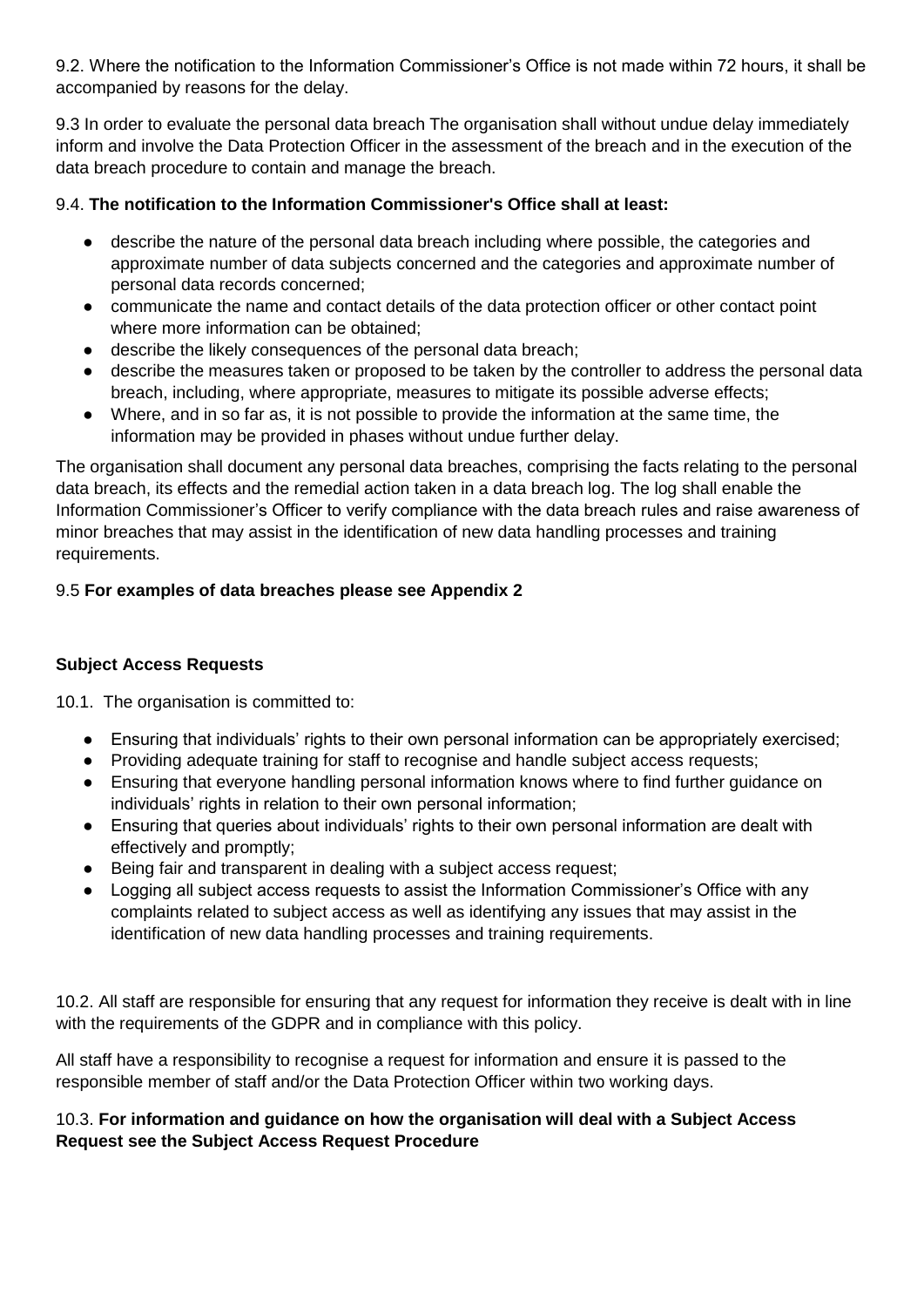9.2. Where the notification to the Information Commissioner's Office is not made within 72 hours, it shall be accompanied by reasons for the delay.

9.3 In order to evaluate the personal data breach The organisation shall without undue delay immediately inform and involve the Data Protection Officer in the assessment of the breach and in the execution of the data breach procedure to contain and manage the breach.

9.4. **The notification to the Information Commissioner's Office shall at least:**

- describe the nature of the personal data breach including where possible, the categories and approximate number of data subjects concerned and the categories and approximate number of personal data records concerned;
- communicate the name and contact details of the data protection officer or other contact point where more information can be obtained;
- describe the likely consequences of the personal data breach;
- describe the measures taken or proposed to be taken by the controller to address the personal data breach, including, where appropriate, measures to mitigate its possible adverse effects;
- Where, and in so far as, it is not possible to provide the information at the same time, the information may be provided in phases without undue further delay.

The organisation shall document any personal data breaches, comprising the facts relating to the personal data breach, its effects and the remedial action taken in a data breach log. The log shall enable the Information Commissioner's Officer to verify compliance with the data breach rules and raise awareness of minor breaches that may assist in the identification of new data handling processes and training requirements.

9.5 **For examples of data breaches please see Appendix 2**

**Subject Access Requests**

10.1. The organisation is committed to:

- Ensuring that individuals' rights to their own personal information can be appropriately exercised;
- Providing adequate training for staff to recognise and handle subject access requests;
- Ensuring that everyone handling personal information knows where to find further guidance on individuals' rights in relation to their own personal information;
- Ensuring that queries about individuals' rights to their own personal information are dealt with effectively and promptly;
- Being fair and transparent in dealing with a subject access request;
- Logging all subject access requests to assist the Information Commissioner's Office with any complaints related to subject access as well as identifying any issues that may assist in the identification of new data handling processes and training requirements.

10.2. All staff are responsible for ensuring that any request for information they receive is dealt with in line with the requirements of the GDPR and in compliance with this policy.

All staff have a responsibility to recognise a request for information and ensure it is passed to the responsible member of staff and/or the Data Protection Officer within two working days.

10.3. **For information and guidance on how the organisation will deal with a Subject Access Request see the Subject Access Request Procedure**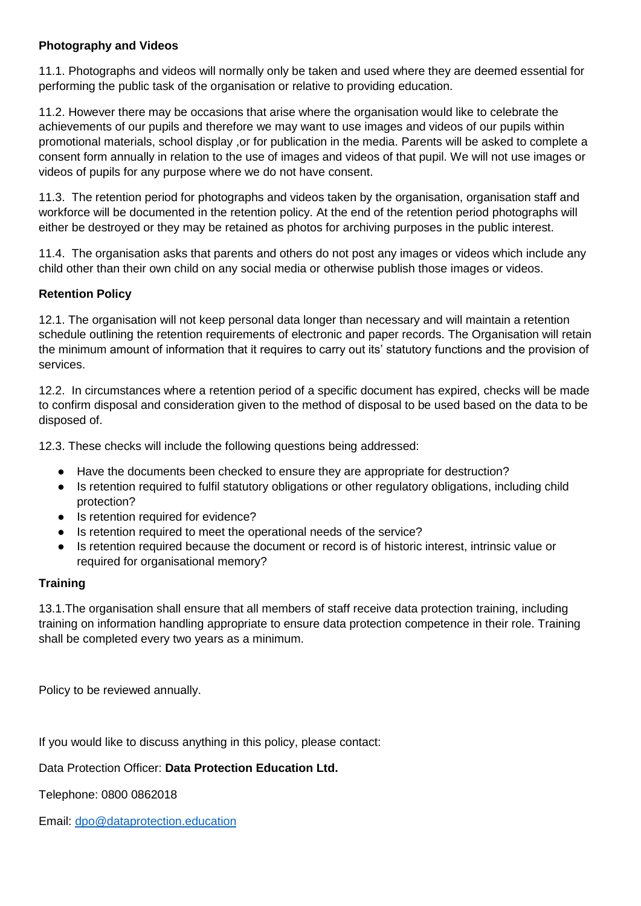**Photography and Videos**

11.1. Photographs and videos will normally only be taken and used where they are deemed essential for performing the public task of the organisation or relative to providing education.

11.2. However there may be occasions that arise where the organisation would like to celebrate the achievements of our pupils and therefore we may want to use images and videos of our pupils within promotional materials, school display ,or for publication in the media. Parents will be asked to complete a consent form annually in relation to the use of images and videos of that pupil. We will not use images or videos of pupils for any purpose where we do not have consent.

11.3. The retention period for photographs and videos taken by the organisation, organisation staff and workforce will be documented in the retention policy. At the end of the retention period photographs will either be destroyed or they may be retained as photos for archiving purposes in the public interest.

11.4. The organisation asks that parents and others do not post any images or videos which include any child other than their own child on any social media or otherwise publish those images or videos.

**Retention Policy**

12.1. The organisation will not keep personal data longer than necessary and will maintain a retention schedule outlining the retention requirements of electronic and paper records. The Organisation will retain the minimum amount of information that it requires to carry out its' statutory functions and the provision of services.

12.2. In circumstances where a retention period of a specific document has expired, checks will be made to confirm disposal and consideration given to the method of disposal to be used based on the data to be disposed of.

12.3. These checks will include the following questions being addressed:

- Have the documents been checked to ensure they are appropriate for destruction?
- Is retention required to fulfil statutory obligations or other regulatory obligations, including child protection?
- Is retention required for evidence?
- Is retention required to meet the operational needs of the service?
- Is retention required because the document or record is of historic interest, intrinsic value or required for organisational memory?

**Training**

13.1.The organisation shall ensure that all members of staff receive data protection training, including training on information handling appropriate to ensure data protection competence in their role. Training shall be completed every two years as a minimum.

Policy to be reviewed annually.

If you would like to discuss anything in this policy, please contact:

Data Protection Officer: **Data Protection Education Ltd.**

Telephone: 0800 0862018

Email: dpo@dataprotection.education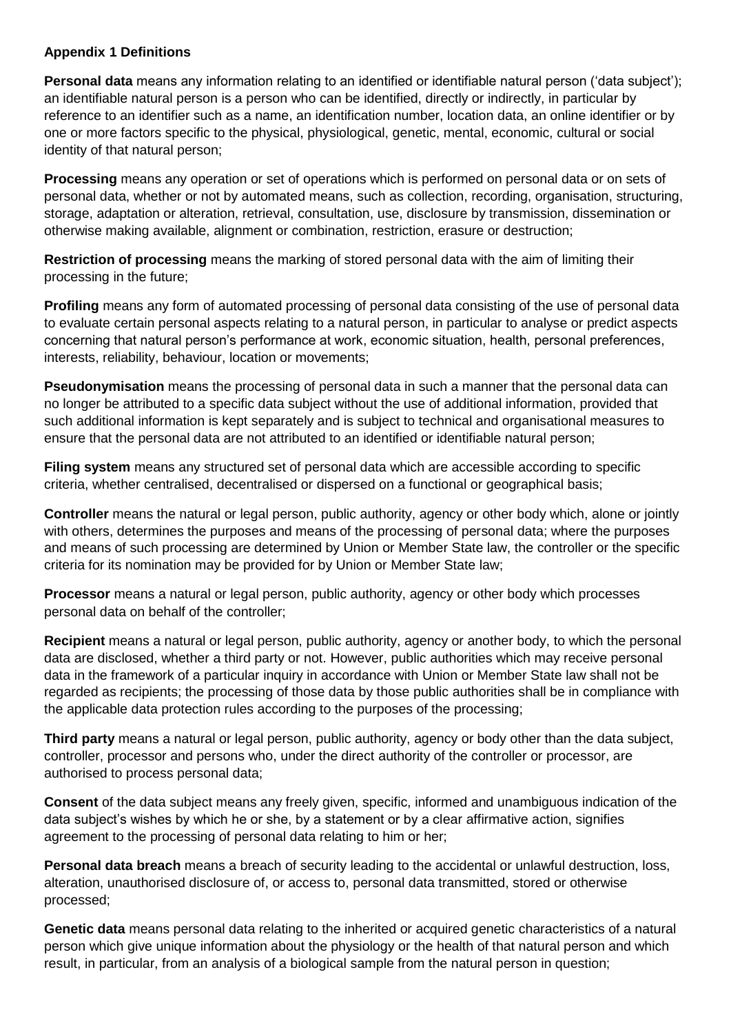**Appendix 1 Definitions**

**Personal data** means any information relating to an identified or identifiable natural person ('data subject'); an identifiable natural person is a person who can be identified, directly or indirectly, in particular by reference to an identifier such as a name, an identification number, location data, an online identifier or by one or more factors specific to the physical, physiological, genetic, mental, economic, cultural or social identity of that natural person;

**Processing** means any operation or set of operations which is performed on personal data or on sets of personal data, whether or not by automated means, such as collection, recording, organisation, structuring, storage, adaptation or alteration, retrieval, consultation, use, disclosure by transmission, dissemination or otherwise making available, alignment or combination, restriction, erasure or destruction;

**Restriction of processing** means the marking of stored personal data with the aim of limiting their processing in the future;

**Profiling** means any form of automated processing of personal data consisting of the use of personal data to evaluate certain personal aspects relating to a natural person, in particular to analyse or predict aspects concerning that natural person's performance at work, economic situation, health, personal preferences, interests, reliability, behaviour, location or movements;

**Pseudonymisation** means the processing of personal data in such a manner that the personal data can no longer be attributed to a specific data subject without the use of additional information, provided that such additional information is kept separately and is subject to technical and organisational measures to ensure that the personal data are not attributed to an identified or identifiable natural person;

**Filing system** means any structured set of personal data which are accessible according to specific criteria, whether centralised, decentralised or dispersed on a functional or geographical basis;

**Controller** means the natural or legal person, public authority, agency or other body which, alone or jointly with others, determines the purposes and means of the processing of personal data; where the purposes and means of such processing are determined by Union or Member State law, the controller or the specific criteria for its nomination may be provided for by Union or Member State law;

**Processor** means a natural or legal person, public authority, agency or other body which processes personal data on behalf of the controller;

**Recipient** means a natural or legal person, public authority, agency or another body, to which the personal data are disclosed, whether a third party or not. However, public authorities which may receive personal data in the framework of a particular inquiry in accordance with Union or Member State law shall not be regarded as recipients; the processing of those data by those public authorities shall be in compliance with the applicable data protection rules according to the purposes of the processing;

**Third party** means a natural or legal person, public authority, agency or body other than the data subject, controller, processor and persons who, under the direct authority of the controller or processor, are authorised to process personal data;

**Consent** of the data subject means any freely given, specific, informed and unambiguous indication of the data subject's wishes by which he or she, by a statement or by a clear affirmative action, signifies agreement to the processing of personal data relating to him or her;

**Personal data breach** means a breach of security leading to the accidental or unlawful destruction, loss, alteration, unauthorised disclosure of, or access to, personal data transmitted, stored or otherwise processed;

**Genetic data** means personal data relating to the inherited or acquired genetic characteristics of a natural person which give unique information about the physiology or the health of that natural person and which result, in particular, from an analysis of a biological sample from the natural person in question;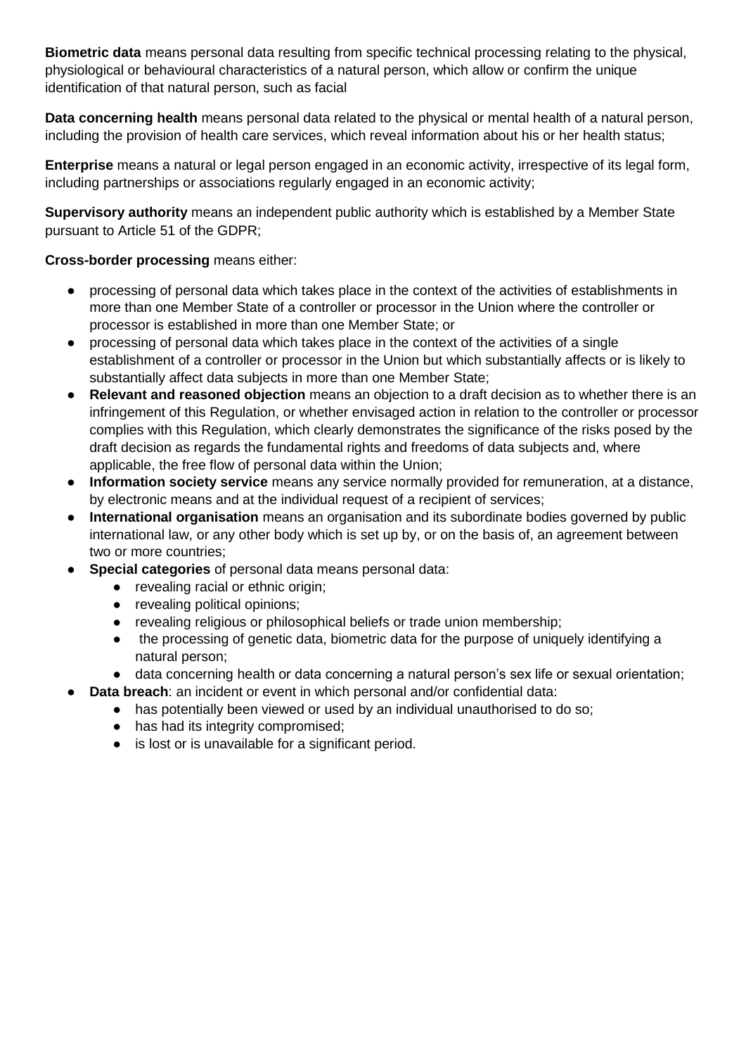**Biometric data** means personal data resulting from specific technical processing relating to the physical, physiological or behavioural characteristics of a natural person, which allow or confirm the unique identification of that natural person, such as facial

**Data concerning health** means personal data related to the physical or mental health of a natural person, including the provision of health care services, which reveal information about his or her health status;

**Enterprise** means a natural or legal person engaged in an economic activity, irrespective of its legal form, including partnerships or associations regularly engaged in an economic activity;

**Supervisory authority** means an independent public authority which is established by a Member State pursuant to Article 51 of the GDPR;

**Cross-border processing** means either:

- processing of personal data which takes place in the context of the activities of establishments in more than one Member State of a controller or processor in the Union where the controller or processor is established in more than one Member State; or
- processing of personal data which takes place in the context of the activities of a single establishment of a controller or processor in the Union but which substantially affects or is likely to substantially affect data subjects in more than one Member State;
- **Relevant and reasoned objection** means an objection to a draft decision as to whether there is an infringement of this Regulation, or whether envisaged action in relation to the controller or processor complies with this Regulation, which clearly demonstrates the significance of the risks posed by the draft decision as regards the fundamental rights and freedoms of data subjects and, where applicable, the free flow of personal data within the Union;
- **Information society service** means any service normally provided for remuneration, at a distance, by electronic means and at the individual request of a recipient of services;
- **International organisation** means an organisation and its subordinate bodies governed by public international law, or any other body which is set up by, or on the basis of, an agreement between two or more countries;
- **Special categories** of personal data means personal data:
  - revealing racial or ethnic origin;
  - revealing political opinions;
  - revealing religious or philosophical beliefs or trade union membership;
  - the processing of genetic data, biometric data for the purpose of uniquely identifying a natural person;
  - data concerning health or data concerning a natural person's sex life or sexual orientation;
- **Data breach**: an incident or event in which personal and/or confidential data:
  - has potentially been viewed or used by an individual unauthorised to do so;
  - has had its integrity compromised;
  - is lost or is unavailable for a significant period.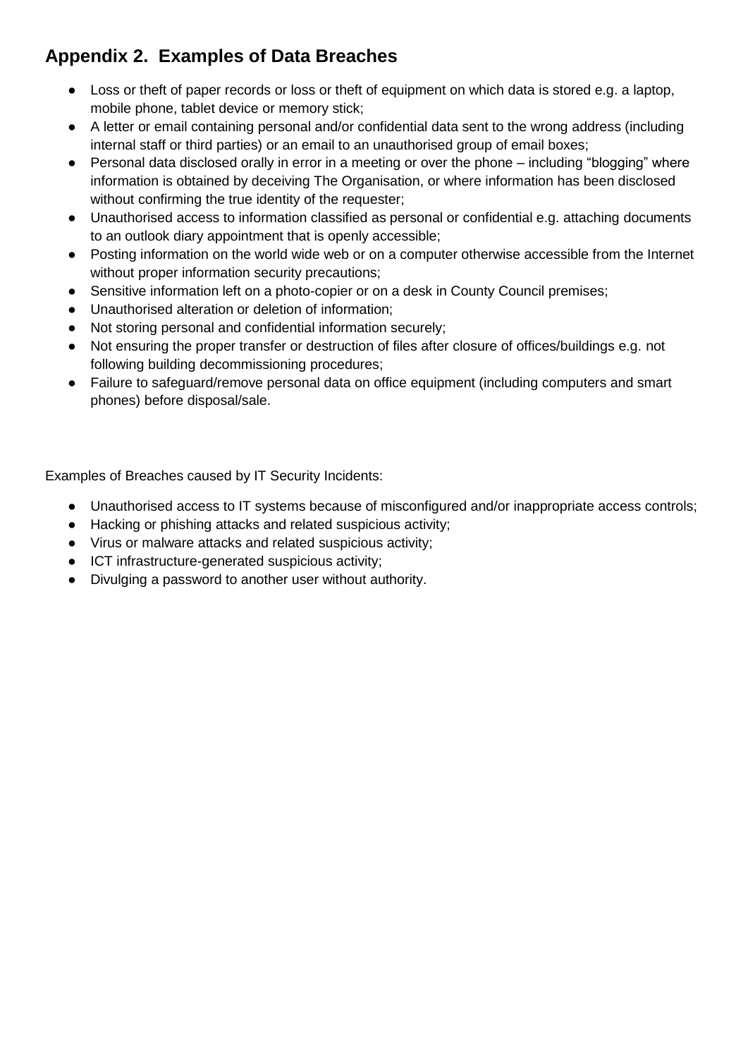## Appendix 2. Examples of Data Breaches

- Loss or theft of paper records or loss or theft of equipment on which data is stored e.g. a laptop, mobile phone, tablet device or memory stick;
- A letter or email containing personal and/or confidential data sent to the wrong address (including internal staff or third parties) or an email to an unauthorised group of email boxes;
- Personal data disclosed orally in error in a meeting or over the phone – including "blogging" where information is obtained by deceiving The Organisation, or where information has been disclosed without confirming the true identity of the requester;
- Unauthorised access to information classified as personal or confidential e.g. attaching documents to an outlook diary appointment that is openly accessible;
- Posting information on the world wide web or on a computer otherwise accessible from the Internet without proper information security precautions;
- Sensitive information left on a photo-copier or on a desk in County Council premises;
- Unauthorised alteration or deletion of information;
- Not storing personal and confidential information securely;
- Not ensuring the proper transfer or destruction of files after closure of offices/buildings e.g. not following building decommissioning procedures;
- Failure to safeguard/remove personal data on office equipment (including computers and smart phones) before disposal/sale.

Examples of Breaches caused by IT Security Incidents:

- Unauthorised access to IT systems because of misconfigured and/or inappropriate access controls;
- Hacking or phishing attacks and related suspicious activity;
- Virus or malware attacks and related suspicious activity;
- ICT infrastructure-generated suspicious activity;
- Divulging a password to another user without authority.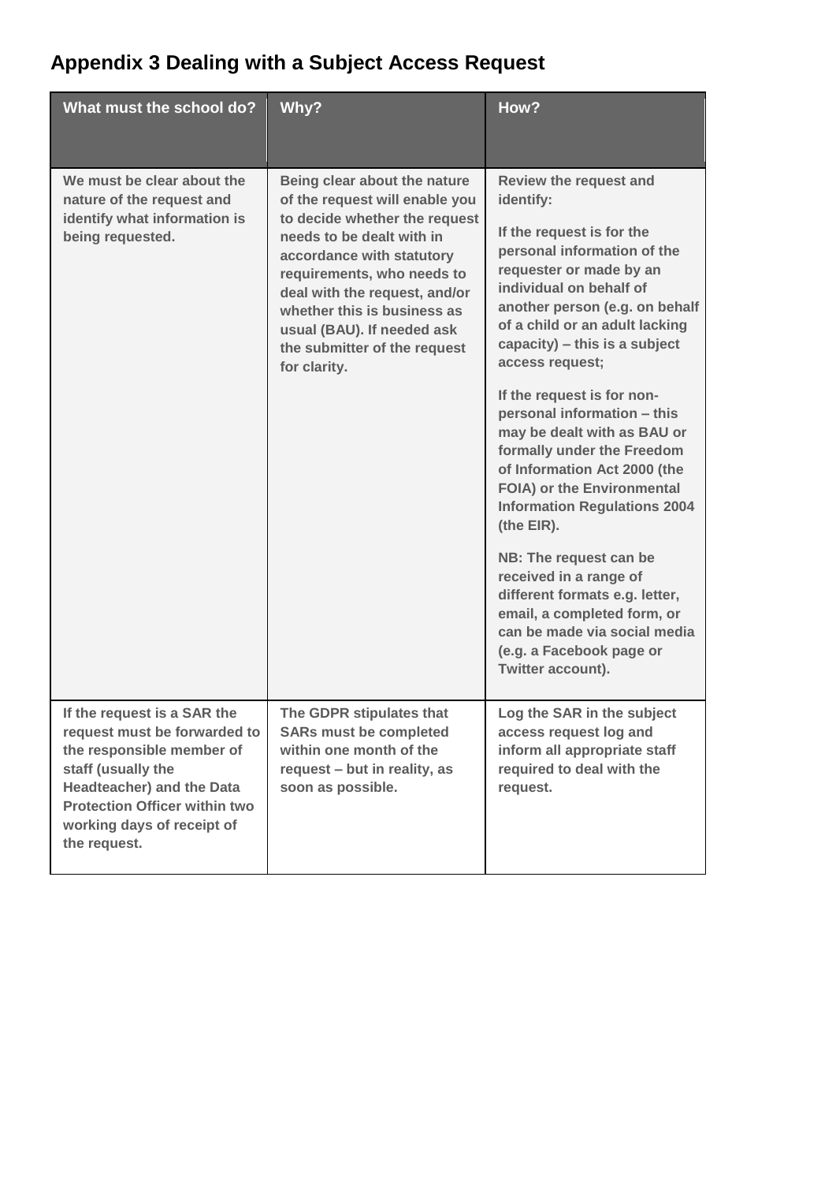## Appendix 3 Dealing with a Subject Access Request

| What must the school do? | Why? | How? |
| --- | --- | --- |
| **We must be clear about the nature of the request and identify what information is being requested.** | **Being clear about the nature of the request will enable you to decide whether the request needs to be dealt with in accordance with statutory requirements, who needs to deal with the request, and/or whether this is business as usual (BAU). If needed ask the submitter of the request for clarity.** | **Review the request and identify:**<br><br>**If the request is for the personal information of the requester or made by an individual on behalf of another person (e.g. on behalf of a child or an adult lacking capacity) – this is a subject access request;**<br><br>**If the request is for non-personal information – this may be dealt with as BAU or formally under the Freedom of Information Act 2000 (the FOIA) or the Environmental Information Regulations 2004 (the EIR).**<br><br>**NB: The request can be received in a range of different formats e.g. letter, email, a completed form, or can be made via social media (e.g. a Facebook page or Twitter account).** |
| **If the request is a SAR the request must be forwarded to the responsible member of staff (usually the Headteacher) and the Data Protection Officer within two working days of receipt of the request.** | **The GDPR stipulates that SARs must be completed within one month of the request – but in reality, as soon as possible.** | **Log the SAR in the subject access request log and inform all appropriate staff required to deal with the request.** |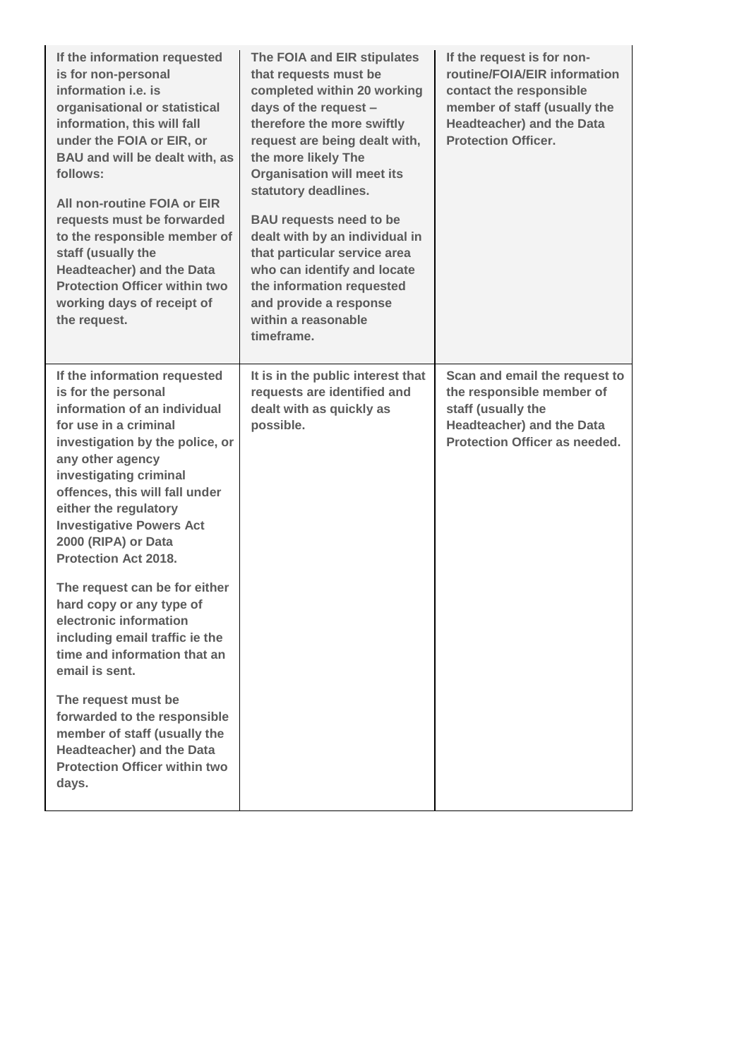| | | |
|---|---|---|
| **If the information requested is for non-personal information i.e. is organisational or statistical information, this will fall under the FOIA or EIR, or BAU and will be dealt with, as follows:**<br><br>**All non-routine FOIA or EIR requests must be forwarded to the responsible member of staff (usually the Headteacher) and the Data Protection Officer within two working days of receipt of the request.** | **The FOIA and EIR stipulates that requests must be completed within 20 working days of the request – therefore the more swiftly request are being dealt with, the more likely The Organisation will meet its statutory deadlines.**<br><br>**BAU requests need to be dealt with by an individual in that particular service area who can identify and locate the information requested and provide a response within a reasonable timeframe.** | **If the request is for non-routine/FOIA/EIR information contact the responsible member of staff (usually the Headteacher) and the Data Protection Officer.** |
| **If the information requested is for the personal information of an individual for use in a criminal investigation by the police, or any other agency investigating criminal offences, this will fall under either the regulatory Investigative Powers Act 2000 (RIPA) or Data Protection Act 2018.**<br><br>**The request can be for either hard copy or any type of electronic information including email traffic ie the time and information that an email is sent.**<br><br>**The request must be forwarded to the responsible member of staff (usually the Headteacher) and the Data Protection Officer within two days.** | **It is in the public interest that requests are identified and dealt with as quickly as possible.** | **Scan and email the request to the responsible member of staff (usually the Headteacher) and the Data Protection Officer as needed.** |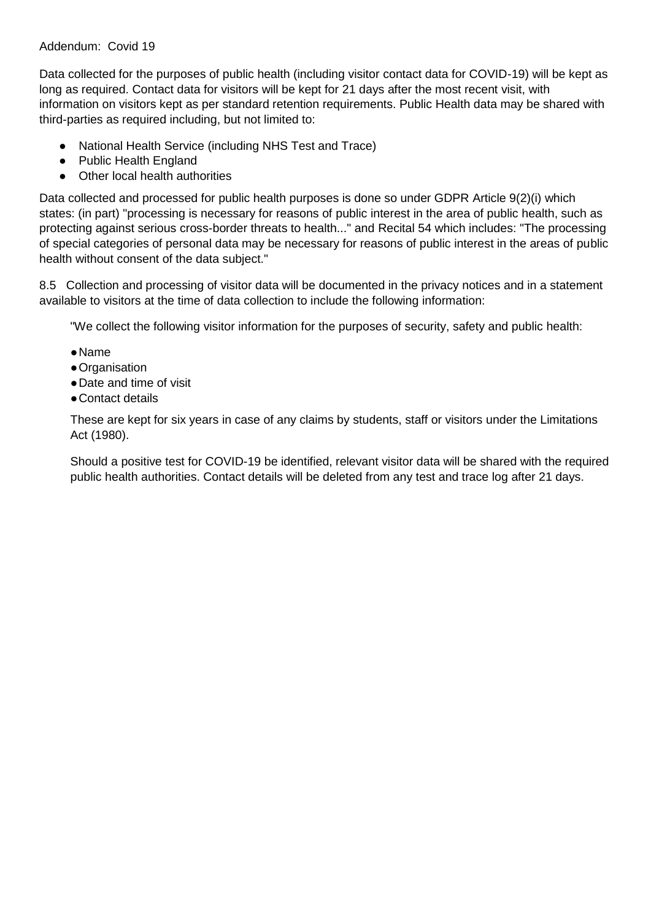Addendum: Covid 19

Data collected for the purposes of public health (including visitor contact data for COVID-19) will be kept as long as required. Contact data for visitors will be kept for 21 days after the most recent visit, with information on visitors kept as per standard retention requirements. Public Health data may be shared with third-parties as required including, but not limited to:

- National Health Service (including NHS Test and Trace)
- Public Health England
- Other local health authorities

Data collected and processed for public health purposes is done so under GDPR Article 9(2)(i) which states: (in part) "processing is necessary for reasons of public interest in the area of public health, such as protecting against serious cross-border threats to health..." and Recital 54 which includes: "The processing of special categories of personal data may be necessary for reasons of public interest in the areas of public health without consent of the data subject."

8.5 Collection and processing of visitor data will be documented in the privacy notices and in a statement available to visitors at the time of data collection to include the following information:

> "We collect the following visitor information for the purposes of security, safety and public health:
>
> - Name
> - Organisation
> - Date and time of visit
> - Contact details
>
> These are kept for six years in case of any claims by students, staff or visitors under the Limitations Act (1980).
>
> Should a positive test for COVID-19 be identified, relevant visitor data will be shared with the required public health authorities. Contact details will be deleted from any test and trace log after 21 days.